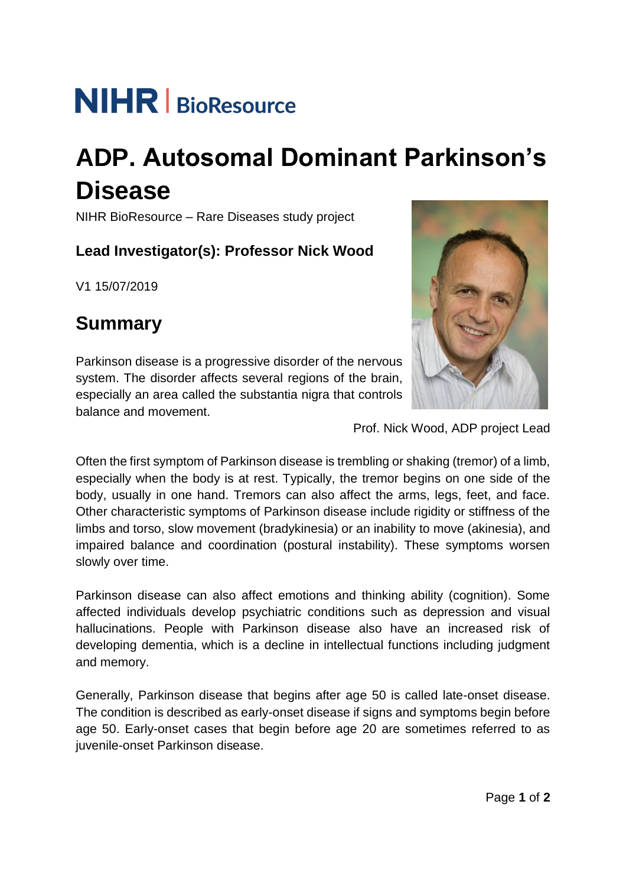NIHR | BioResource

# ADP. Autosomal Dominant Parkinson's Disease

NIHR BioResource – Rare Diseases study project

**Lead Investigator(s): Professor Nick Wood**

V1 15/07/2019

## Summary

Parkinson disease is a progressive disorder of the nervous system. The disorder affects several regions of the brain, especially an area called the substantia nigra that controls balance and movement.

Prof. Nick Wood, ADP project Lead

Often the first symptom of Parkinson disease is trembling or shaking (tremor) of a limb, especially when the body is at rest. Typically, the tremor begins on one side of the body, usually in one hand. Tremors can also affect the arms, legs, feet, and face. Other characteristic symptoms of Parkinson disease include rigidity or stiffness of the limbs and torso, slow movement (bradykinesia) or an inability to move (akinesia), and impaired balance and coordination (postural instability). These symptoms worsen slowly over time.

Parkinson disease can also affect emotions and thinking ability (cognition). Some affected individuals develop psychiatric conditions such as depression and visual hallucinations. People with Parkinson disease also have an increased risk of developing dementia, which is a decline in intellectual functions including judgment and memory.

Generally, Parkinson disease that begins after age 50 is called late-onset disease. The condition is described as early-onset disease if signs and symptoms begin before age 50. Early-onset cases that begin before age 20 are sometimes referred to as juvenile-onset Parkinson disease.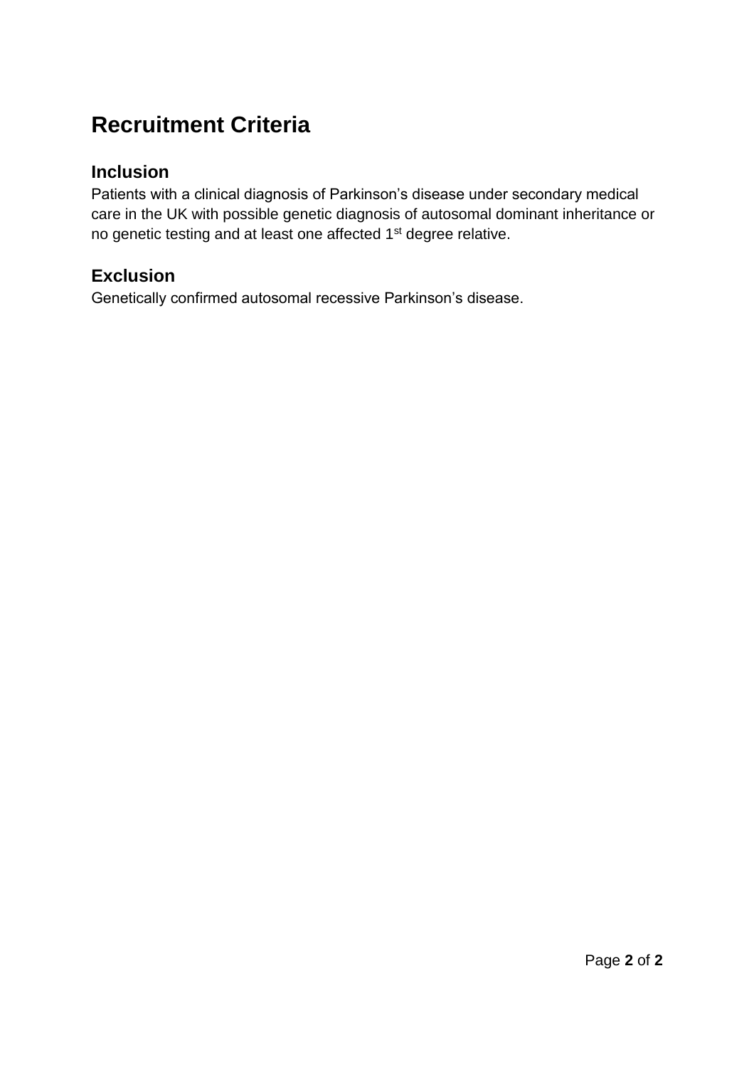# Recruitment Criteria

## Inclusion

Patients with a clinical diagnosis of Parkinson's disease under secondary medical care in the UK with possible genetic diagnosis of autosomal dominant inheritance or no genetic testing and at least one affected 1st degree relative.

## Exclusion

Genetically confirmed autosomal recessive Parkinson's disease.